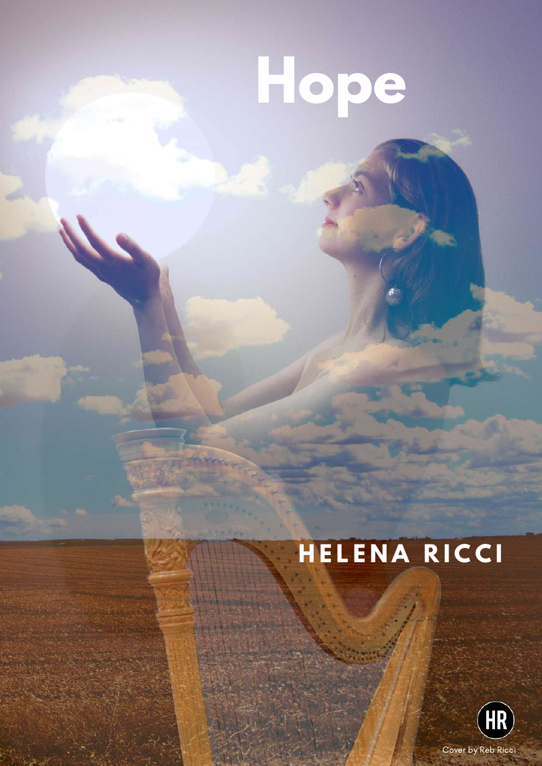# Hope

## HELENA RICCI

HR

Cover by Reb Ricci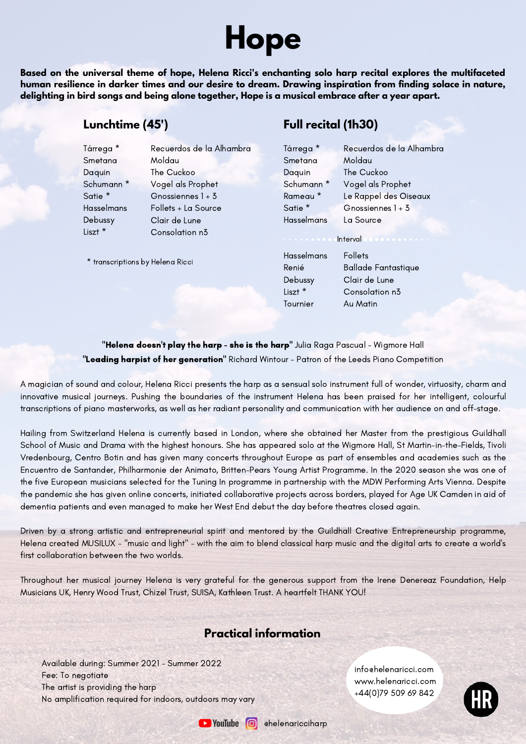# Hope

**Based on the universal theme of hope, Helena Ricci's enchanting solo harp recital explores the multifaceted human resilience in darker times and our desire to dream. Drawing inspiration from finding solace in nature, delighting in bird songs and being alone together, Hope is a musical embrace after a year apart.**

## Lunchtime (45')

| | |
|---|---|
| Tárrega * | Recuerdos de la Alhambra |
| Smetana | Moldau |
| Daquin | The Cuckoo |
| Schumann * | Vogel als Prophet |
| Satie * | Gnossiennes 1 + 3 |
| Hasselmans | Follets + La Source |
| Debussy | Clair de Lune |
| Liszt * | Consolation n3 |

* transcriptions by Helena Ricci

## Full recital (1h30)

| | |
|---|---|
| Tárrega * | Recuerdos de la Alhambra |
| Smetana | Moldau |
| Daquin | The Cuckoo |
| Schumann * | Vogel als Prophet |
| Rameau * | Le Rappel des Oiseaux |
| Satie * | Gnossiennes 1 + 3 |
| Hasselmans | La Source |
| Interval | |
| Hasselmans | Follets |
| Renié | Ballade Fantastique |
| Debussy | Clair de Lune |
| Liszt * | Consolation n3 |
| Tournier | Au Matin |

"**Helena doesn't play the harp - she is the harp**" Julia Raga Pascual - Wigmore Hall

"**Leading harpist of her generation**" Richard Wintour - Patron of the Leeds Piano Competition

A magician of sound and colour, Helena Ricci presents the harp as a sensual solo instrument full of wonder, virtuosity, charm and innovative musical journeys. Pushing the boundaries of the instrument Helena has been praised for her intelligent, colourful transcriptions of piano masterworks, as well as her radiant personality and communication with her audience on and off-stage.

Hailing from Switzerland Helena is currently based in London, where she obtained her Master from the prestigious Guildhall School of Music and Drama with the highest honours. She has appeared solo at the Wigmore Hall, St Martin-in-the-Fields, Tivoli Vredenbourg, Centro Botin and has given many concerts throughout Europe as part of ensembles and academies such as the Encuentro de Santander, Philharmonie der Animato, Britten-Pears Young Artist Programme. In the 2020 season she was one of the five European musicians selected for the Tuning In programme in partnership with the MDW Performing Arts Vienna. Despite the pandemic she has given online concerts, initiated collaborative projects across borders, played for Age UK Camden in aid of dementia patients and even managed to make her West End debut the day before theatres closed again.

Driven by a strong artistic and entrepreneurial spirit and mentored by the Guildhall Creative Entrepreneurship programme, Helena created MUSILUX - "music and light" - with the aim to blend classical harp music and the digital arts to create a world's first collaboration between the two worlds.

Throughout her musical journey Helena is very grateful for the generous support from the Irene Denereaz Foundation, Help Musicians UK, Henry Wood Trust, Chizel Trust, SUISA, Kathleen Trust. A heartfelt THANK YOU!

## Practical information

Available during: Summer 2021 - Summer 2022
Fee: To negotiate
The artist is providing the harp
No amplification required for indoors, outdoors may vary

info@helenaricci.com
www.helenaricci.com
+44(0)79 509 69 842

HR

YouTube @helenaricciharp